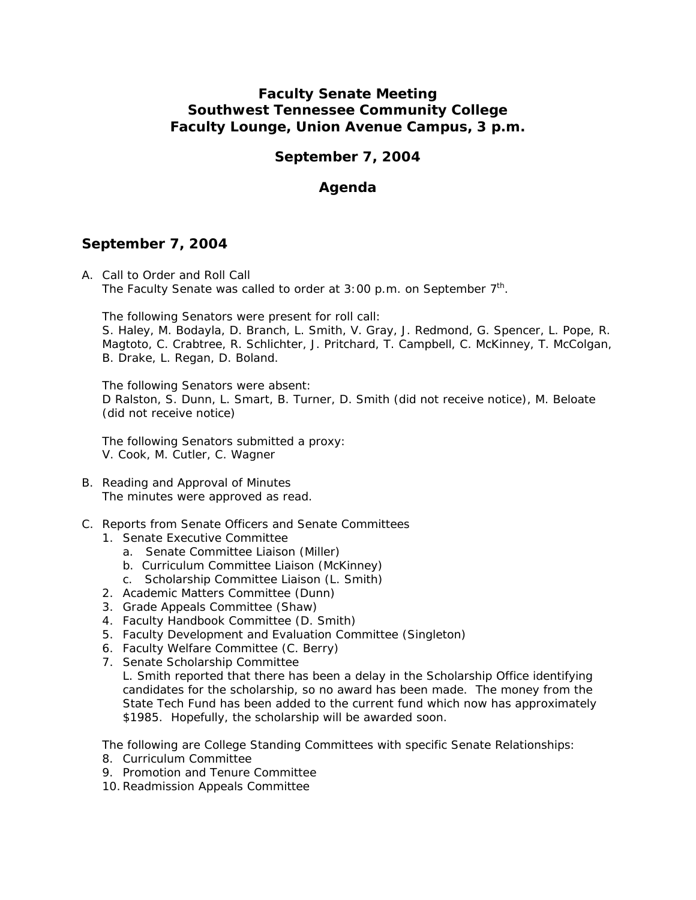# Faculty Senate Meeting
# Southwest Tennessee Community College
# Faculty Lounge, Union Avenue Campus, 3 p.m.

## September 7, 2004

## Agenda

## September 7, 2004

A. Call to Order and Roll Call
   The Faculty Senate was called to order at 3:00 p.m. on September 7th.

   The following Senators were present for roll call:
   S. Haley, M. Bodayla, D. Branch, L. Smith, V. Gray, J. Redmond, G. Spencer, L. Pope, R. Magtoto, C. Crabtree, R. Schlichter, J. Pritchard, T. Campbell, C. McKinney, T. McColgan, B. Drake, L. Regan, D. Boland.

   The following Senators were absent:
   D Ralston, S. Dunn, L. Smart, B. Turner, D. Smith (did not receive notice), M. Beloate (did not receive notice)

   The following Senators submitted a proxy:
   V. Cook, M. Cutler, C. Wagner

B. Reading and Approval of Minutes
   The minutes were approved as read.

C. Reports from Senate Officers and Senate Committees
   1. Senate Executive Committee
      a. Senate Committee Liaison (Miller)
      b. Curriculum Committee Liaison (McKinney)
      c. Scholarship Committee Liaison (L. Smith)
   2. Academic Matters Committee (Dunn)
   3. Grade Appeals Committee (Shaw)
   4. Faculty Handbook Committee (D. Smith)
   5. Faculty Development and Evaluation Committee (Singleton)
   6. Faculty Welfare Committee (C. Berry)
   7. Senate Scholarship Committee
      L. Smith reported that there has been a delay in the Scholarship Office identifying candidates for the scholarship, so no award has been made. The money from the State Tech Fund has been added to the current fund which now has approximately $1985. Hopefully, the scholarship will be awarded soon.

   The following are College Standing Committees with specific Senate Relationships:
   8. Curriculum Committee
   9. Promotion and Tenure Committee
   10. Readmission Appeals Committee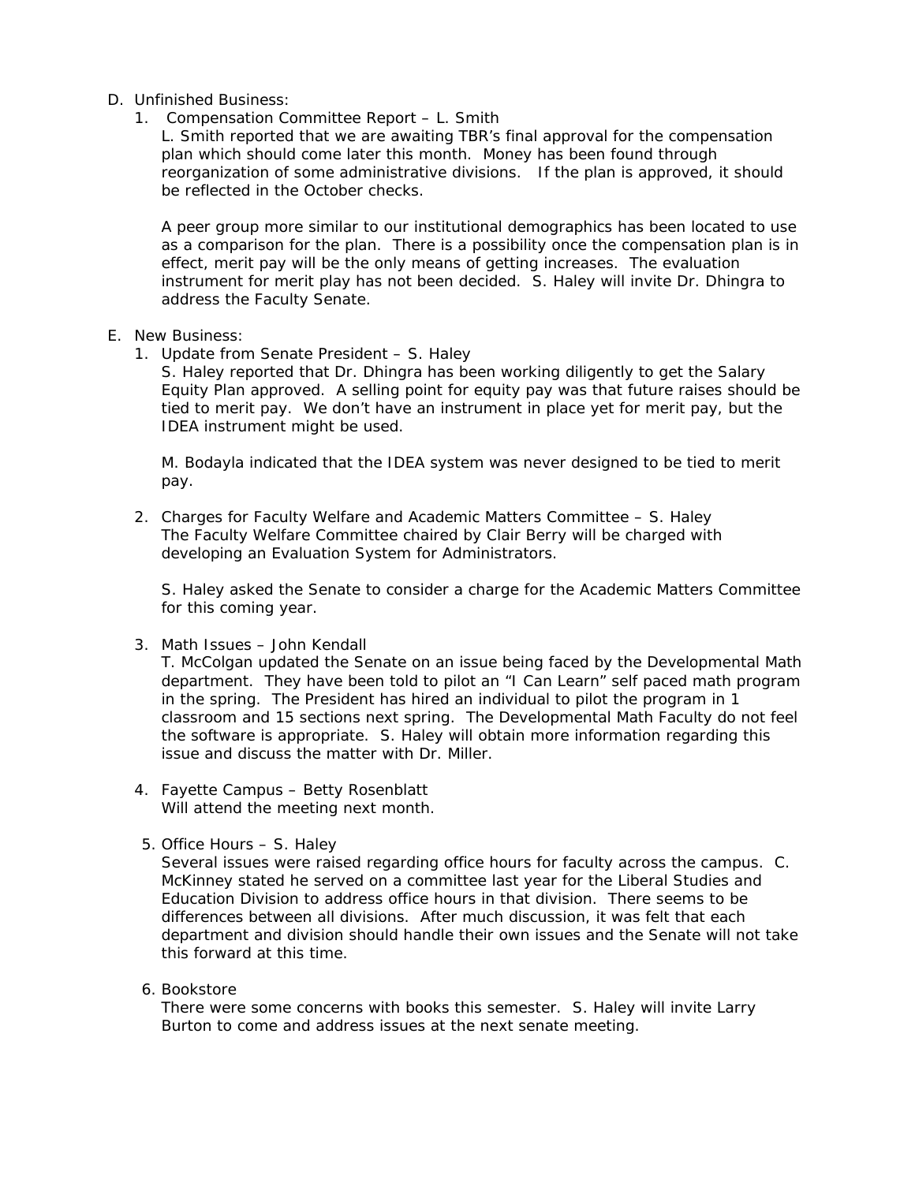D. Unfinished Business:
   1. Compensation Committee Report – L. Smith
      L. Smith reported that we are awaiting TBR's final approval for the compensation plan which should come later this month. Money has been found through reorganization of some administrative divisions. If the plan is approved, it should be reflected in the October checks.

      A peer group more similar to our institutional demographics has been located to use as a comparison for the plan. There is a possibility once the compensation plan is in effect, merit pay will be the only means of getting increases. The evaluation instrument for merit play has not been decided. S. Haley will invite Dr. Dhingra to address the Faculty Senate.

E. New Business:
   1. Update from Senate President – S. Haley
      S. Haley reported that Dr. Dhingra has been working diligently to get the Salary Equity Plan approved. A selling point for equity pay was that future raises should be tied to merit pay. We don't have an instrument in place yet for merit pay, but the IDEA instrument might be used.

      M. Bodayla indicated that the IDEA system was never designed to be tied to merit pay.

   2. Charges for Faculty Welfare and Academic Matters Committee – S. Haley
      The Faculty Welfare Committee chaired by Clair Berry will be charged with developing an Evaluation System for Administrators.

      S. Haley asked the Senate to consider a charge for the Academic Matters Committee for this coming year.

   3. Math Issues – John Kendall
      T. McColgan updated the Senate on an issue being faced by the Developmental Math department. They have been told to pilot an "I Can Learn" self paced math program in the spring. The President has hired an individual to pilot the program in 1 classroom and 15 sections next spring. The Developmental Math Faculty do not feel the software is appropriate. S. Haley will obtain more information regarding this issue and discuss the matter with Dr. Miller.

   4. Fayette Campus – Betty Rosenblatt
      Will attend the meeting next month.

   5. Office Hours – S. Haley
      Several issues were raised regarding office hours for faculty across the campus. C. McKinney stated he served on a committee last year for the Liberal Studies and Education Division to address office hours in that division. There seems to be differences between all divisions. After much discussion, it was felt that each department and division should handle their own issues and the Senate will not take this forward at this time.

   6. Bookstore
      There were some concerns with books this semester. S. Haley will invite Larry Burton to come and address issues at the next senate meeting.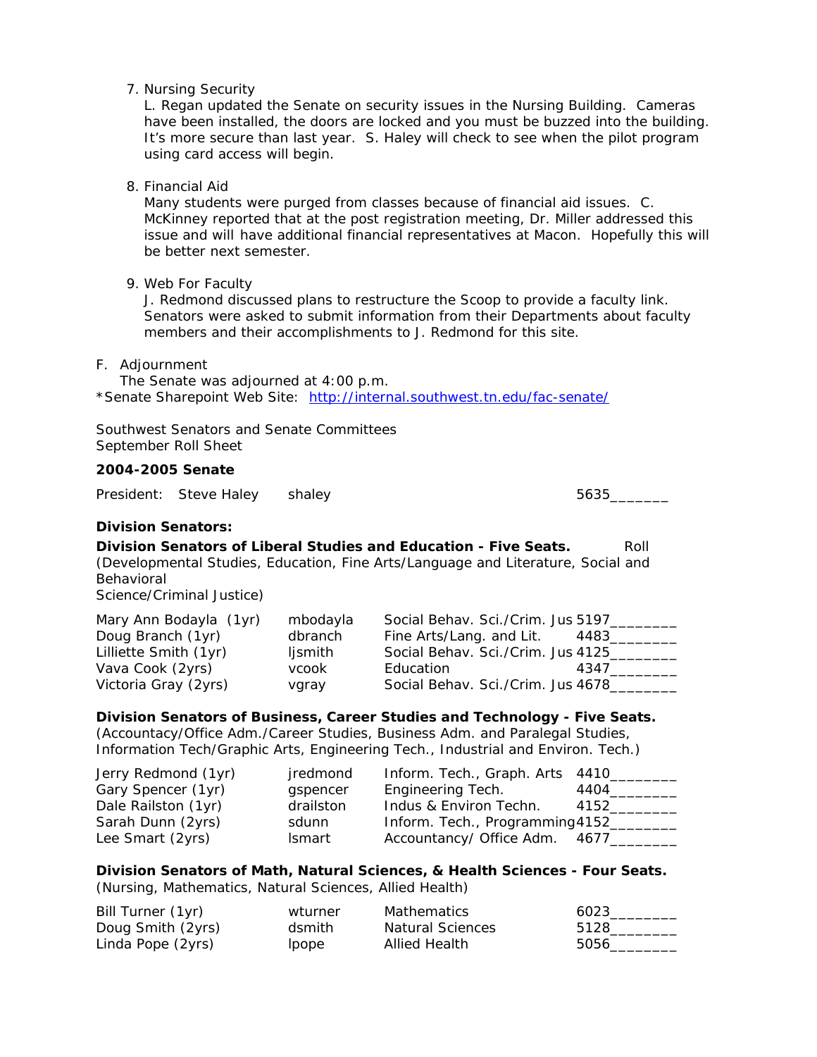7. Nursing Security
   L. Regan updated the Senate on security issues in the Nursing Building. Cameras have been installed, the doors are locked and you must be buzzed into the building. It's more secure than last year. S. Haley will check to see when the pilot program using card access will begin.

8. Financial Aid
   Many students were purged from classes because of financial aid issues. C. McKinney reported that at the post registration meeting, Dr. Miller addressed this issue and will have additional financial representatives at Macon. Hopefully this will be better next semester.

9. Web For Faculty
   J. Redmond discussed plans to restructure the Scoop to provide a faculty link. Senators were asked to submit information from their Departments about faculty members and their accomplishments to J. Redmond for this site.

F. Adjournment
   The Senate was adjourned at 4:00 p.m.

*Senate Sharepoint Web Site: http://internal.southwest.tn.edu/fac-senate/

Southwest Senators and Senate Committees
September Roll Sheet

**2004-2005 Senate**

President: Steve Haley shaley 5635_______

**Division Senators:**

**Division Senators of Liberal Studies and Education - Five Seats.** Roll
(Developmental Studies, Education, Fine Arts/Language and Literature, Social and Behavioral Science/Criminal Justice)

| Name | User ID | Department | Roll |
|---|---|---|---|
| Mary Ann Bodayla (1yr) | mbodayla | Social Behav. Sci./Crim. Jus | 5197________ |
| Doug Branch (1yr) | dbranch | Fine Arts/Lang. and Lit. | 4483________ |
| Lilliette Smith (1yr) | ljsmith | Social Behav. Sci./Crim. Jus | 4125________ |
| Vava Cook (2yrs) | vcook | Education | 4347________ |
| Victoria Gray (2yrs) | vgray | Social Behav. Sci./Crim. Jus | 4678________ |

**Division Senators of Business, Career Studies and Technology - Five Seats.**
(Accountancy/Office Adm./Career Studies, Business Adm. and Paralegal Studies, Information Tech/Graphic Arts, Engineering Tech., Industrial and Environ. Tech.)

| Name | User ID | Department | Roll |
|---|---|---|---|
| Jerry Redmond (1yr) | jredmond | Inform. Tech., Graph. Arts | 4410________ |
| Gary Spencer (1yr) | gspencer | Engineering Tech. | 4404________ |
| Dale Railston (1yr) | drailston | Indus & Environ Techn. | 4152________ |
| Sarah Dunn (2yrs) | sdunn | Inform. Tech., Programming | 4152________ |
| Lee Smart (2yrs) | lsmart | Accountancy/ Office Adm. | 4677________ |

**Division Senators of Math, Natural Sciences, & Health Sciences - Four Seats.**
(Nursing, Mathematics, Natural Sciences, Allied Health)

| Name | User ID | Department | Roll |
|---|---|---|---|
| Bill Turner (1yr) | wturner | Mathematics | 6023________ |
| Doug Smith (2yrs) | dsmith | Natural Sciences | 5128________ |
| Linda Pope (2yrs) | lpope | Allied Health | 5056________ |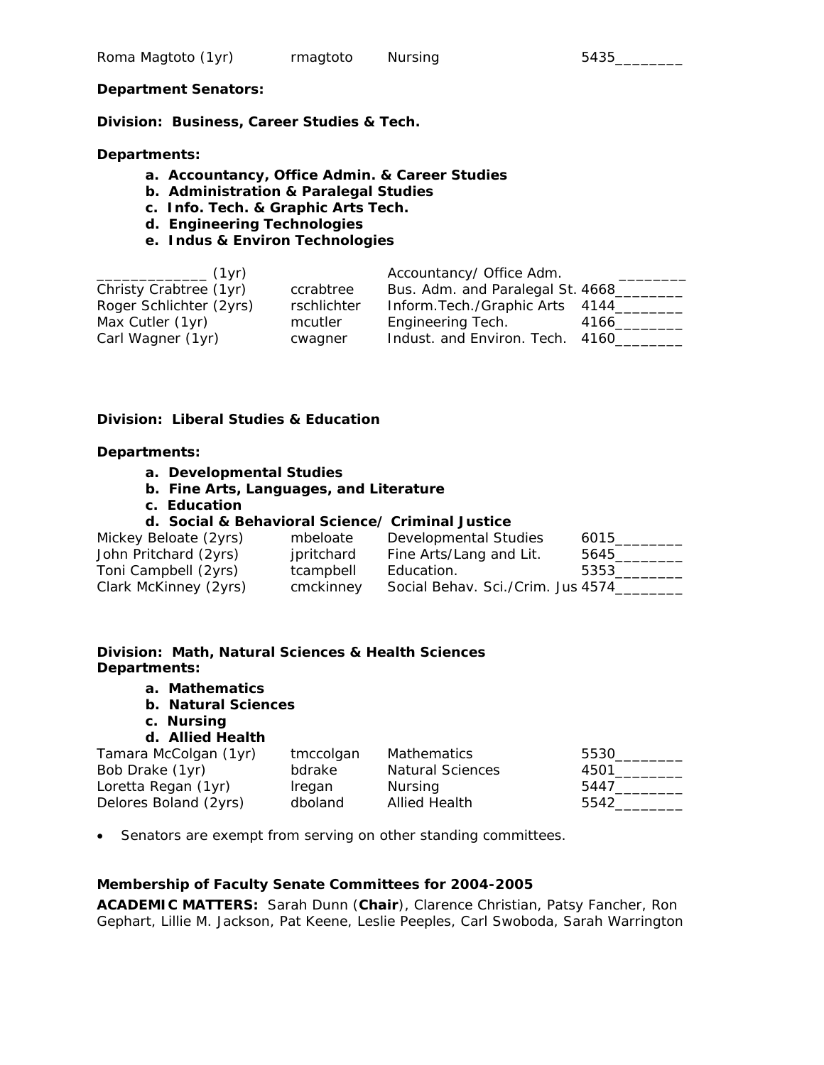| | | | |
|---|---|---|---|
| Roma Magtoto (1yr) | rmagtoto | Nursing | 5435________ |

**Department Senators:**

**Division: Business, Career Studies & Tech.**

**Departments:**

- **a. Accountancy, Office Admin. & Career Studies**
- **b. Administration & Paralegal Studies**
- **c. Info. Tech. & Graphic Arts Tech.**
- **d. Engineering Technologies**
- **e. Indus & Environ Technologies**

| | | | |
|---|---|---|---|
| _____________ (1yr) | | Accountancy/ Office Adm. | ________ |
| Christy Crabtree (1yr) | ccrabtree | Bus. Adm. and Paralegal St. | 4668________ |
| Roger Schlichter (2yrs) | rschlichter | Inform.Tech./Graphic Arts | 4144________ |
| Max Cutler (1yr) | mcutler | Engineering Tech. | 4166________ |
| Carl Wagner (1yr) | cwagner | Indust. and Environ. Tech. | 4160________ |

**Division: Liberal Studies & Education**

**Departments:**

- **a. Developmental Studies**
- **b. Fine Arts, Languages, and Literature**
- **c. Education**
- **d. Social & Behavioral Science/ Criminal Justice**

| | | | |
|---|---|---|---|
| Mickey Beloate (2yrs) | mbeloate | Developmental Studies | 6015________ |
| John Pritchard (2yrs) | jpritchard | Fine Arts/Lang and Lit. | 5645________ |
| Toni Campbell (2yrs) | tcampbell | Education. | 5353________ |
| Clark McKinney (2yrs) | cmckinney | Social Behav. Sci./Crim. Jus | 4574________ |

**Division: Math, Natural Sciences & Health Sciences**
**Departments:**

- **a. Mathematics**
- **b. Natural Sciences**
- **c. Nursing**
- **d. Allied Health**

| | | | |
|---|---|---|---|
| Tamara McColgan (1yr) | tmccolgan | Mathematics | 5530________ |
| Bob Drake (1yr) | bdrake | Natural Sciences | 4501________ |
| Loretta Regan (1yr) | lregan | Nursing | 5447________ |
| Delores Boland (2yrs) | dboland | Allied Health | 5542________ |

- Senators are exempt from serving on other standing committees.

**Membership of Faculty Senate Committees for 2004-2005**

**ACADEMIC MATTERS:** Sarah Dunn (**Chair**), Clarence Christian, Patsy Fancher, Ron Gephart, Lillie M. Jackson, Pat Keene, Leslie Peeples, Carl Swoboda, Sarah Warrington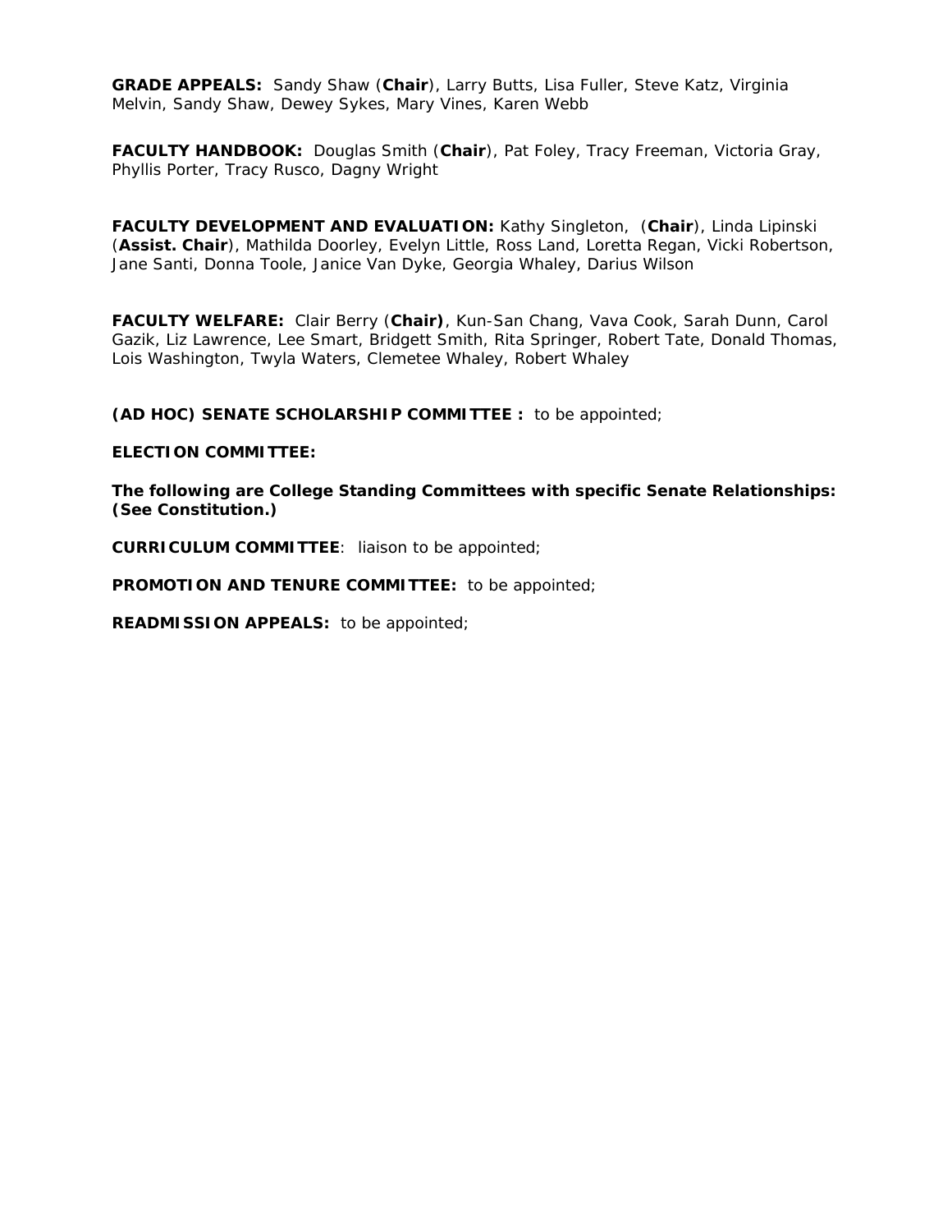**GRADE APPEALS:** Sandy Shaw (**Chair**), Larry Butts, Lisa Fuller, Steve Katz, Virginia Melvin, Sandy Shaw, Dewey Sykes, Mary Vines, Karen Webb

**FACULTY HANDBOOK:** Douglas Smith (**Chair**), Pat Foley, Tracy Freeman, Victoria Gray, Phyllis Porter, Tracy Rusco, Dagny Wright

**FACULTY DEVELOPMENT AND EVALUATION:** Kathy Singleton, (**Chair**), Linda Lipinski (**Assist. Chair**), Mathilda Doorley, Evelyn Little, Ross Land, Loretta Regan, Vicki Robertson, Jane Santi, Donna Toole, Janice Van Dyke, Georgia Whaley, Darius Wilson

**FACULTY WELFARE:** Clair Berry (**Chair)**, Kun-San Chang, Vava Cook, Sarah Dunn, Carol Gazik, Liz Lawrence, Lee Smart, Bridgett Smith, Rita Springer, Robert Tate, Donald Thomas, Lois Washington, Twyla Waters, Clemetee Whaley, Robert Whaley

**(AD HOC) SENATE SCHOLARSHIP COMMITTEE :** to be appointed;

**ELECTION COMMITTEE:**

**The following are College Standing Committees with specific Senate Relationships: (See Constitution.)**

**CURRICULUM COMMITTEE**: liaison to be appointed;

**PROMOTION AND TENURE COMMITTEE:** to be appointed;

**READMISSION APPEALS:** to be appointed;